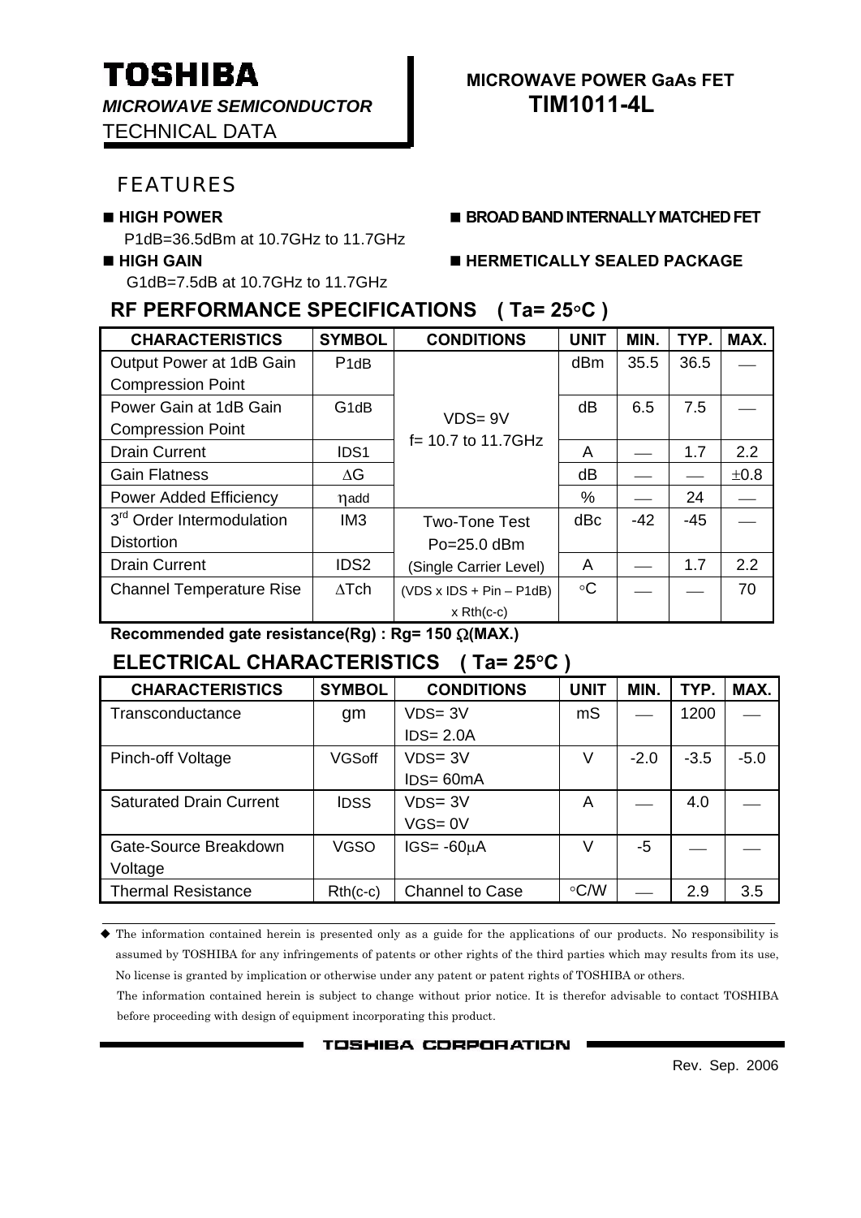# TOSHIBA

***MICROWAVE SEMICONDUCTOR***

TECHNICAL DATA

**MICROWAVE POWER GaAs FET**

**TIM1011-4L**

## FEATURES

- **HIGH POWER**
  P1dB=36.5dBm at 10.7GHz to 11.7GHz
- **HIGH GAIN**
  G1dB=7.5dB at 10.7GHz to 11.7GHz
- **BROAD BAND INTERNALLY MATCHED FET**
- **HERMETICALLY SEALED PACKAGE**

## RF PERFORMANCE SPECIFICATIONS ( Ta= 25°C )

| CHARACTERISTICS | SYMBOL | CONDITIONS | UNIT | MIN. | TYP. | MAX. |
|---|---|---|---|---|---|---|
| Output Power at 1dB Gain Compression Point | $P_{1dB}$ | VDS= 9V f= 10.7 to 11.7GHz | dBm | 35.5 | 36.5 | — |
| Power Gain at 1dB Gain Compression Point | $G_{1dB}$ | | dB | 6.5 | 7.5 | — |
| Drain Current | $I_{DS1}$ | | A | — | 1.7 | 2.2 |
| Gain Flatness | $\Delta G$ | | dB | — | — | ±0.8 |
| Power Added Efficiency | $\eta_{add}$ | | % | — | 24 | — |
| 3rd Order Intermodulation Distortion | IM3 | Two-Tone Test Po=25.0 dBm (Single Carrier Level) | dBc | -42 | -45 | — |
| Drain Current | $I_{DS2}$ | | A | — | 1.7 | 2.2 |
| Channel Temperature Rise | $\Delta T_{ch}$ | (VDS x IDS + Pin – P1dB) x Rth(c-c) | °C | — | — | 70 |

**Recommended gate resistance(Rg) : Rg= 150 Ω(MAX.)**

## ELECTRICAL CHARACTERISTICS ( Ta= 25°C )

| CHARACTERISTICS | SYMBOL | CONDITIONS | UNIT | MIN. | TYP. | MAX. |
|---|---|---|---|---|---|---|
| Transconductance | gm | VDS= 3V IDS= 2.0A | mS | — | 1200 | — |
| Pinch-off Voltage | $V_{GSoff}$ | VDS= 3V IDS= 60mA | V | -2.0 | -3.5 | -5.0 |
| Saturated Drain Current | $I_{DSS}$ | VDS= 3V VGS= 0V | A | — | 4.0 | — |
| Gate-Source Breakdown Voltage | $V_{GSO}$ | IGS= -60μA | V | -5 | — | — |
| Thermal Resistance | Rth(c-c) | Channel to Case | °C/W | — | 2.9 | 3.5 |

◆ The information contained herein is presented only as a guide for the applications of our products. No responsibility is assumed by TOSHIBA for any infringements of patents or other rights of the third parties which may results from its use, No license is granted by implication or otherwise under any patent or patent rights of TOSHIBA or others.

The information contained herein is subject to change without prior notice. It is therefor advisable to contact TOSHIBA before proceeding with design of equipment incorporating this product.

TOSHIBA CORPORATION

Rev. Sep. 2006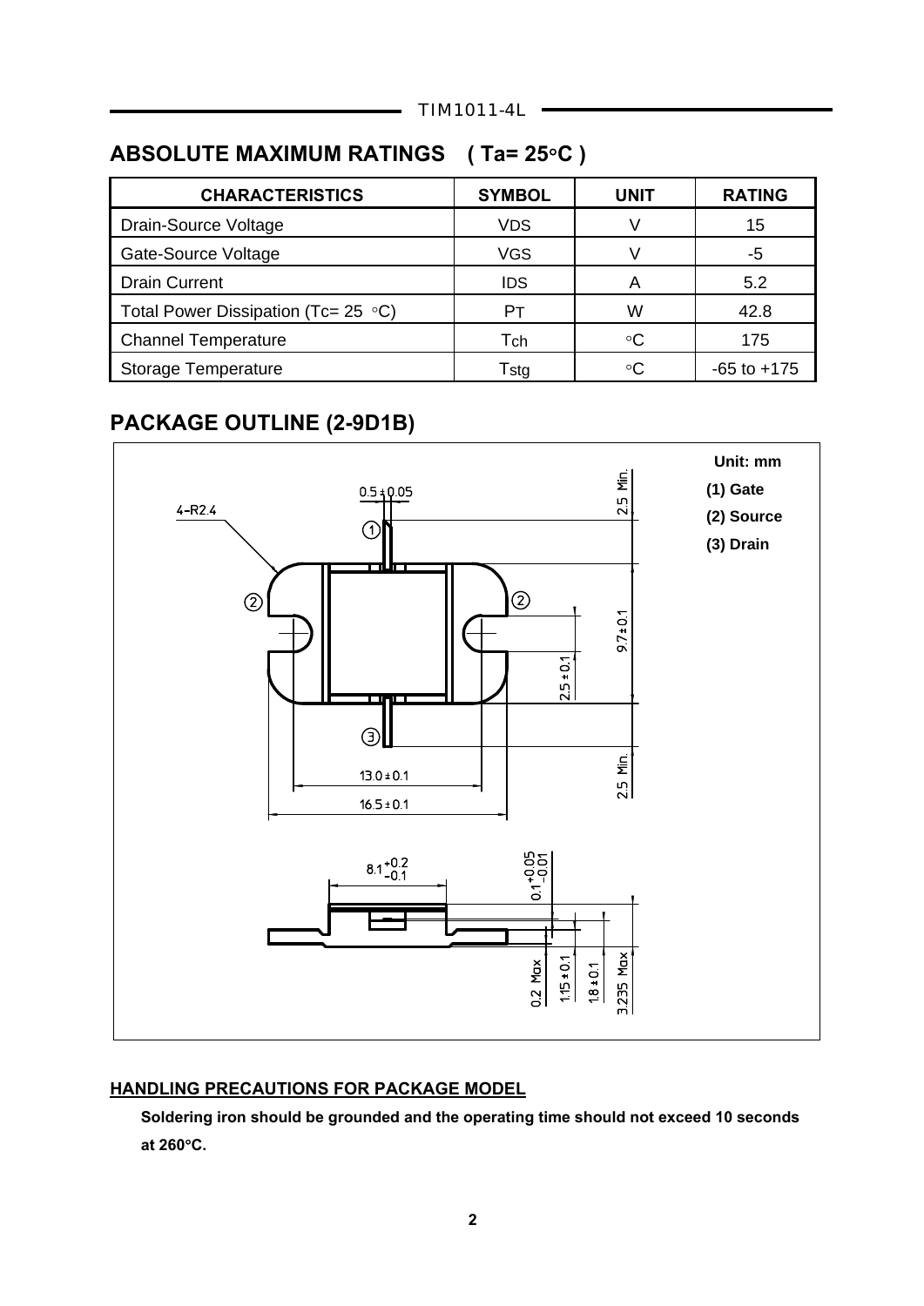## ABSOLUTE MAXIMUM RATINGS ( Ta= 25°C )

| CHARACTERISTICS | SYMBOL | UNIT | RATING |
|---|---|---|---|
| Drain-Source Voltage | $V_{DS}$ | V | 15 |
| Gate-Source Voltage | $V_{GS}$ | V | -5 |
| Drain Current | $I_{DS}$ | A | 5.2 |
| Total Power Dissipation (Tc= 25 °C) | $P_T$ | W | 42.8 |
| Channel Temperature | $T_{ch}$ | °C | 175 |
| Storage Temperature | $T_{stg}$ | °C | -65 to +175 |

## PACKAGE OUTLINE (2-9D1B)

Unit: mm

(1) Gate

(2) Source

(3) Drain

4-R2.4

0.5 ± 0.05

2.5 Min.

9.7 ± 0.1

2.5 ± 0.1

2.5 Min.

13.0 ± 0.1

16.5 ± 0.1

$8.1^{+0.2}_{-0.1}$

$0.1^{+0.05}_{-0.01}$

0.2 Max

1.15 ± 0.1

1.8 ± 0.1

3.235 Max

### HANDLING PRECAUTIONS FOR PACKAGE MODEL

**Soldering iron should be grounded and the operating time should not exceed 10 seconds at 260°C.**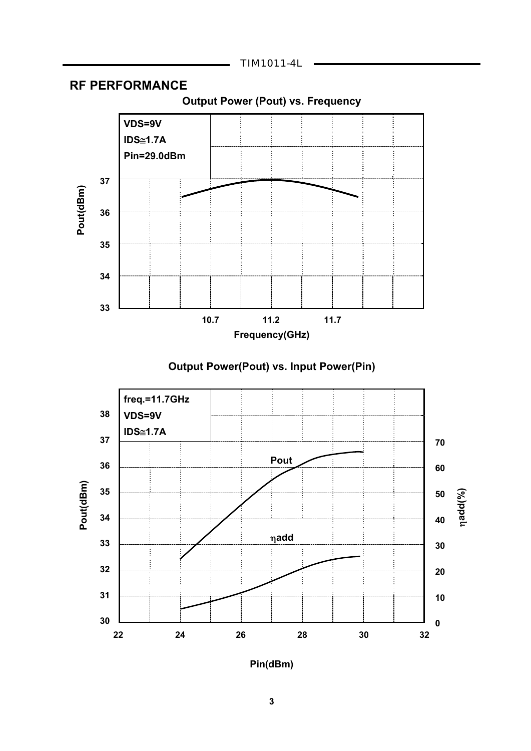## RF PERFORMANCE

**Output Power (Pout) vs. Frequency**

VDS=9V
IDS≅1.7A
Pin=29.0dBm

Pout(dBm): 33, 34, 35, 36, 37

Frequency(GHz): 10.7, 11.2, 11.7

**Output Power(Pout) vs. Input Power(Pin)**

freq.=11.7GHz
VDS=9V
IDS≅1.7A

Pout

ηadd

Pout(dBm): 30, 31, 32, 33, 34, 35, 36, 37, 38

ηadd(%): 0, 10, 20, 30, 40, 50, 60, 70

Pin(dBm): 22, 24, 26, 28, 30, 32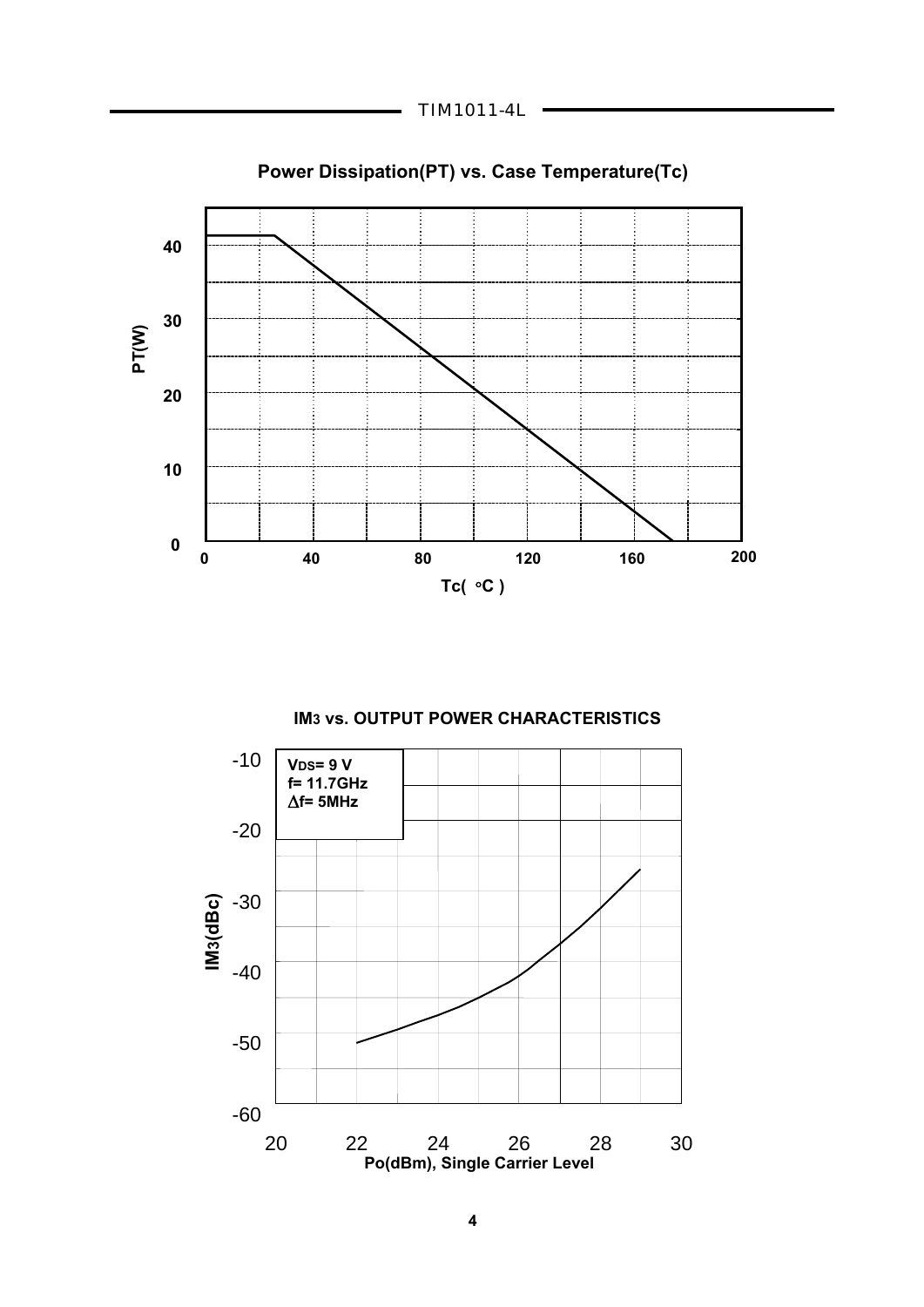Power Dissipation(PT) vs. Case Temperature(Tc)

PT(W)

40
30
20
10
0

0
40
80
120
160
200

Tc( °C )

IM3 vs. OUTPUT POWER CHARACTERISTICS

$V_{DS}$= 9 V
f= 11.7GHz
Δf= 5MHz

IM3(dBc)

-10
-20
-30
-40
-50
-60

20
22
24
26
28
30

Po(dBm), Single Carrier Level